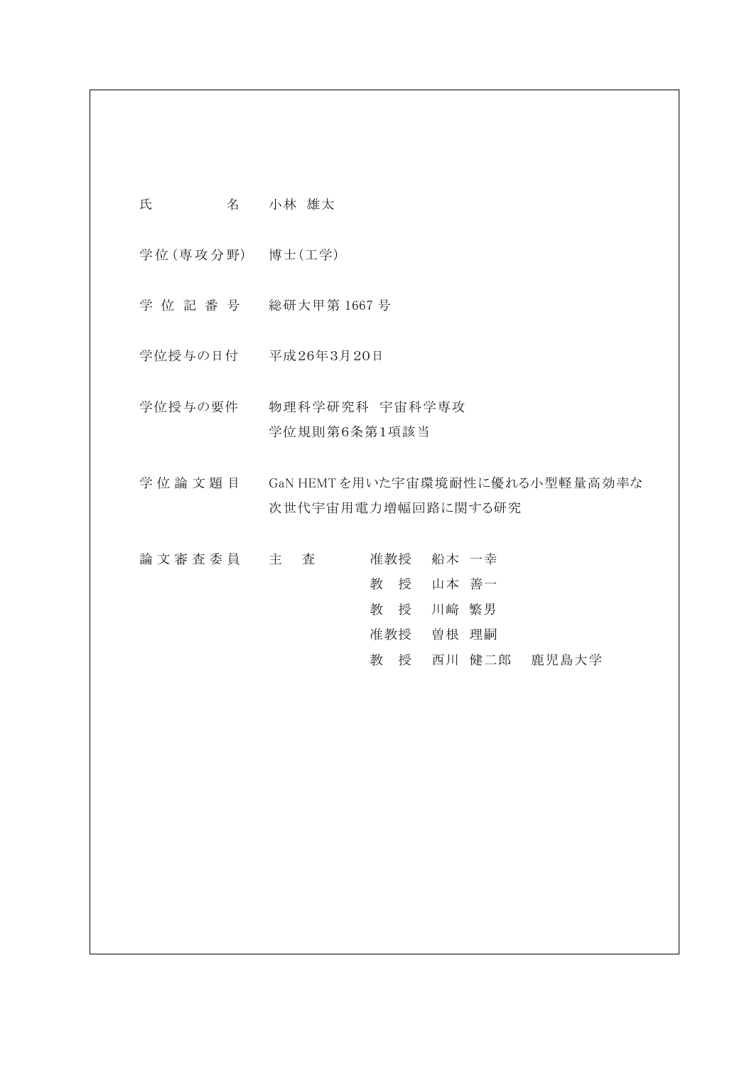| | |
|---|---|
| 氏　　　　名 | 小林　雄太 |
| 学位（専攻分野） | 博士（工学） |
| 学 位 記 番 号 | 総研大甲第 1667 号 |
| 学位授与の日付 | 平成26年3月20日 |
| 学位授与の要件 | 物理科学研究科　宇宙科学専攻<br>学位規則第6条第1項該当 |
| 学 位 論 文 題 目 | GaN HEMT を用いた宇宙環境耐性に優れる小型軽量高効率な次世代宇宙用電力増幅回路に関する研究 |
| 論 文 審 査 委 員 | 主　査　　准教授　船木　一幸<br>教　授　山本　善一<br>教　授　川﨑　繁男<br>准教授　曽根　理嗣<br>教　授　西川　健二郎　鹿児島大学 |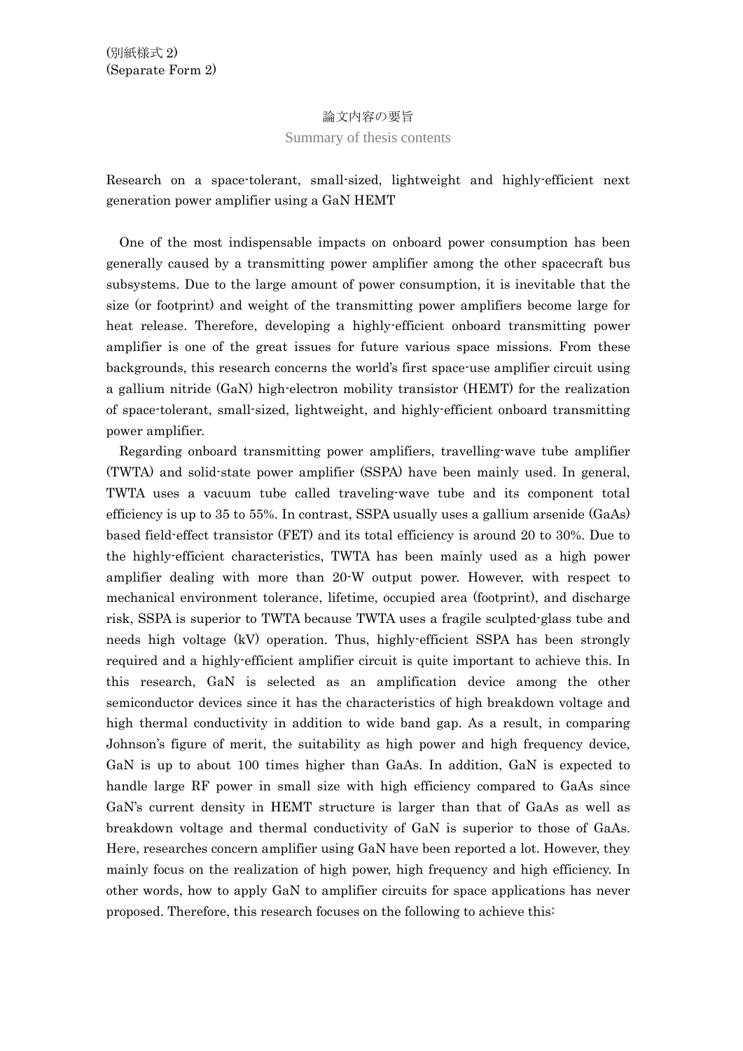(別紙様式 2)
(Separate Form 2)

# 論文内容の要旨

Summary of thesis contents

Research on a space-tolerant, small-sized, lightweight and highly-efficient next generation power amplifier using a GaN HEMT

One of the most indispensable impacts on onboard power consumption has been generally caused by a transmitting power amplifier among the other spacecraft bus subsystems. Due to the large amount of power consumption, it is inevitable that the size (or footprint) and weight of the transmitting power amplifiers become large for heat release. Therefore, developing a highly-efficient onboard transmitting power amplifier is one of the great issues for future various space missions. From these backgrounds, this research concerns the world's first space-use amplifier circuit using a gallium nitride (GaN) high-electron mobility transistor (HEMT) for the realization of space-tolerant, small-sized, lightweight, and highly-efficient onboard transmitting power amplifier.

Regarding onboard transmitting power amplifiers, travelling-wave tube amplifier (TWTA) and solid-state power amplifier (SSPA) have been mainly used. In general, TWTA uses a vacuum tube called traveling-wave tube and its component total efficiency is up to 35 to 55%. In contrast, SSPA usually uses a gallium arsenide (GaAs) based field-effect transistor (FET) and its total efficiency is around 20 to 30%. Due to the highly-efficient characteristics, TWTA has been mainly used as a high power amplifier dealing with more than 20-W output power. However, with respect to mechanical environment tolerance, lifetime, occupied area (footprint), and discharge risk, SSPA is superior to TWTA because TWTA uses a fragile sculpted-glass tube and needs high voltage (kV) operation. Thus, highly-efficient SSPA has been strongly required and a highly-efficient amplifier circuit is quite important to achieve this. In this research, GaN is selected as an amplification device among the other semiconductor devices since it has the characteristics of high breakdown voltage and high thermal conductivity in addition to wide band gap. As a result, in comparing Johnson's figure of merit, the suitability as high power and high frequency device, GaN is up to about 100 times higher than GaAs. In addition, GaN is expected to handle large RF power in small size with high efficiency compared to GaAs since GaN's current density in HEMT structure is larger than that of GaAs as well as breakdown voltage and thermal conductivity of GaN is superior to those of GaAs. Here, researches concern amplifier using GaN have been reported a lot. However, they mainly focus on the realization of high power, high frequency and high efficiency. In other words, how to apply GaN to amplifier circuits for space applications has never proposed. Therefore, this research focuses on the following to achieve this: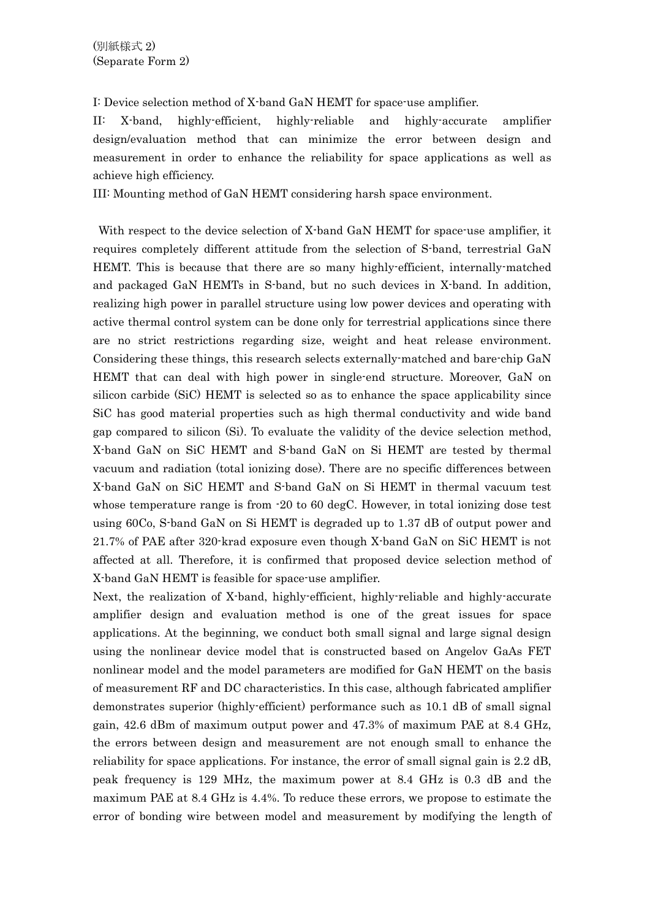(別紙様式 2)
(Separate Form 2)

I: Device selection method of X-band GaN HEMT for space-use amplifier.

II: X-band, highly-efficient, highly-reliable and highly-accurate amplifier design/evaluation method that can minimize the error between design and measurement in order to enhance the reliability for space applications as well as achieve high efficiency.

III: Mounting method of GaN HEMT considering harsh space environment.

With respect to the device selection of X-band GaN HEMT for space-use amplifier, it requires completely different attitude from the selection of S-band, terrestrial GaN HEMT. This is because that there are so many highly-efficient, internally-matched and packaged GaN HEMTs in S-band, but no such devices in X-band. In addition, realizing high power in parallel structure using low power devices and operating with active thermal control system can be done only for terrestrial applications since there are no strict restrictions regarding size, weight and heat release environment. Considering these things, this research selects externally-matched and bare-chip GaN HEMT that can deal with high power in single-end structure. Moreover, GaN on silicon carbide (SiC) HEMT is selected so as to enhance the space applicability since SiC has good material properties such as high thermal conductivity and wide band gap compared to silicon (Si). To evaluate the validity of the device selection method, X-band GaN on SiC HEMT and S-band GaN on Si HEMT are tested by thermal vacuum and radiation (total ionizing dose). There are no specific differences between X-band GaN on SiC HEMT and S-band GaN on Si HEMT in thermal vacuum test whose temperature range is from -20 to 60 degC. However, in total ionizing dose test using 60Co, S-band GaN on Si HEMT is degraded up to 1.37 dB of output power and 21.7% of PAE after 320-krad exposure even though X-band GaN on SiC HEMT is not affected at all. Therefore, it is confirmed that proposed device selection method of X-band GaN HEMT is feasible for space-use amplifier.

Next, the realization of X-band, highly-efficient, highly-reliable and highly-accurate amplifier design and evaluation method is one of the great issues for space applications. At the beginning, we conduct both small signal and large signal design using the nonlinear device model that is constructed based on Angelov GaAs FET nonlinear model and the model parameters are modified for GaN HEMT on the basis of measurement RF and DC characteristics. In this case, although fabricated amplifier demonstrates superior (highly-efficient) performance such as 10.1 dB of small signal gain, 42.6 dBm of maximum output power and 47.3% of maximum PAE at 8.4 GHz, the errors between design and measurement are not enough small to enhance the reliability for space applications. For instance, the error of small signal gain is 2.2 dB, peak frequency is 129 MHz, the maximum power at 8.4 GHz is 0.3 dB and the maximum PAE at 8.4 GHz is 4.4%. To reduce these errors, we propose to estimate the error of bonding wire between model and measurement by modifying the length of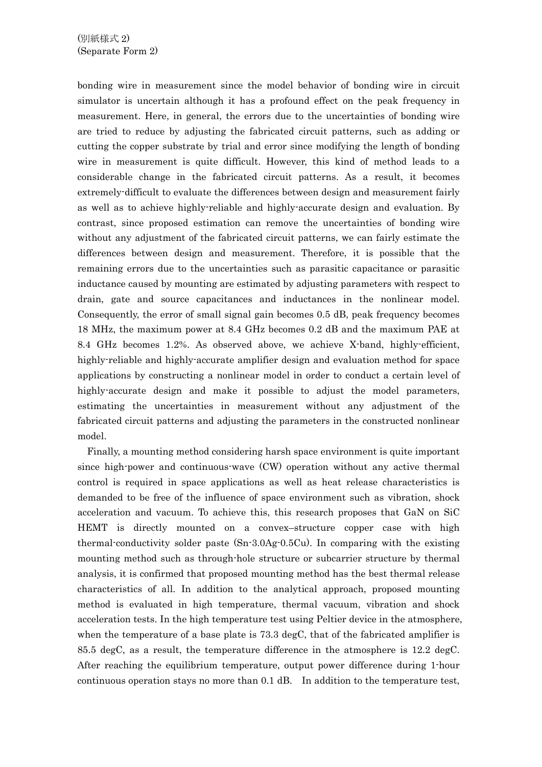bonding wire in measurement since the model behavior of bonding wire in circuit simulator is uncertain although it has a profound effect on the peak frequency in measurement. Here, in general, the errors due to the uncertainties of bonding wire are tried to reduce by adjusting the fabricated circuit patterns, such as adding or cutting the copper substrate by trial and error since modifying the length of bonding wire in measurement is quite difficult. However, this kind of method leads to a considerable change in the fabricated circuit patterns. As a result, it becomes extremely-difficult to evaluate the differences between design and measurement fairly as well as to achieve highly-reliable and highly-accurate design and evaluation. By contrast, since proposed estimation can remove the uncertainties of bonding wire without any adjustment of the fabricated circuit patterns, we can fairly estimate the differences between design and measurement. Therefore, it is possible that the remaining errors due to the uncertainties such as parasitic capacitance or parasitic inductance caused by mounting are estimated by adjusting parameters with respect to drain, gate and source capacitances and inductances in the nonlinear model. Consequently, the error of small signal gain becomes 0.5 dB, peak frequency becomes 18 MHz, the maximum power at 8.4 GHz becomes 0.2 dB and the maximum PAE at 8.4 GHz becomes 1.2%. As observed above, we achieve X-band, highly-efficient, highly-reliable and highly-accurate amplifier design and evaluation method for space applications by constructing a nonlinear model in order to conduct a certain level of highly-accurate design and make it possible to adjust the model parameters, estimating the uncertainties in measurement without any adjustment of the fabricated circuit patterns and adjusting the parameters in the constructed nonlinear model.

Finally, a mounting method considering harsh space environment is quite important since high-power and continuous-wave (CW) operation without any active thermal control is required in space applications as well as heat release characteristics is demanded to be free of the influence of space environment such as vibration, shock acceleration and vacuum. To achieve this, this research proposes that GaN on SiC HEMT is directly mounted on a convex–structure copper case with high thermal-conductivity solder paste (Sn-3.0Ag-0.5Cu). In comparing with the existing mounting method such as through-hole structure or subcarrier structure by thermal analysis, it is confirmed that proposed mounting method has the best thermal release characteristics of all. In addition to the analytical approach, proposed mounting method is evaluated in high temperature, thermal vacuum, vibration and shock acceleration tests. In the high temperature test using Peltier device in the atmosphere, when the temperature of a base plate is 73.3 degC, that of the fabricated amplifier is 85.5 degC, as a result, the temperature difference in the atmosphere is 12.2 degC. After reaching the equilibrium temperature, output power difference during 1-hour continuous operation stays no more than 0.1 dB. In addition to the temperature test,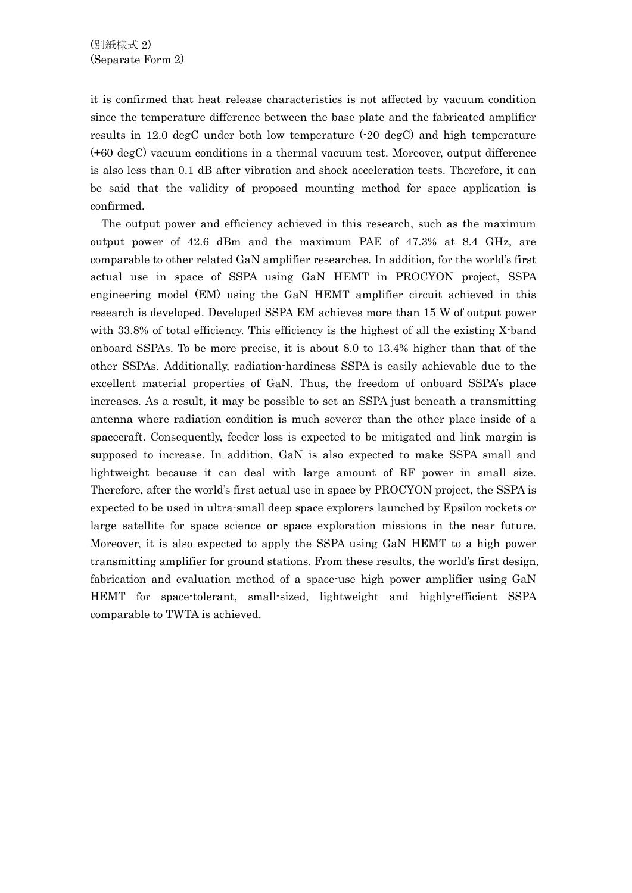it is confirmed that heat release characteristics is not affected by vacuum condition since the temperature difference between the base plate and the fabricated amplifier results in 12.0 degC under both low temperature (-20 degC) and high temperature (+60 degC) vacuum conditions in a thermal vacuum test. Moreover, output difference is also less than 0.1 dB after vibration and shock acceleration tests. Therefore, it can be said that the validity of proposed mounting method for space application is confirmed.

The output power and efficiency achieved in this research, such as the maximum output power of 42.6 dBm and the maximum PAE of 47.3% at 8.4 GHz, are comparable to other related GaN amplifier researches. In addition, for the world's first actual use in space of SSPA using GaN HEMT in PROCYON project, SSPA engineering model (EM) using the GaN HEMT amplifier circuit achieved in this research is developed. Developed SSPA EM achieves more than 15 W of output power with 33.8% of total efficiency. This efficiency is the highest of all the existing X-band onboard SSPAs. To be more precise, it is about 8.0 to 13.4% higher than that of the other SSPAs. Additionally, radiation-hardiness SSPA is easily achievable due to the excellent material properties of GaN. Thus, the freedom of onboard SSPA's place increases. As a result, it may be possible to set an SSPA just beneath a transmitting antenna where radiation condition is much severer than the other place inside of a spacecraft. Consequently, feeder loss is expected to be mitigated and link margin is supposed to increase. In addition, GaN is also expected to make SSPA small and lightweight because it can deal with large amount of RF power in small size. Therefore, after the world's first actual use in space by PROCYON project, the SSPA is expected to be used in ultra-small deep space explorers launched by Epsilon rockets or large satellite for space science or space exploration missions in the near future. Moreover, it is also expected to apply the SSPA using GaN HEMT to a high power transmitting amplifier for ground stations. From these results, the world's first design, fabrication and evaluation method of a space-use high power amplifier using GaN HEMT for space-tolerant, small-sized, lightweight and highly-efficient SSPA comparable to TWTA is achieved.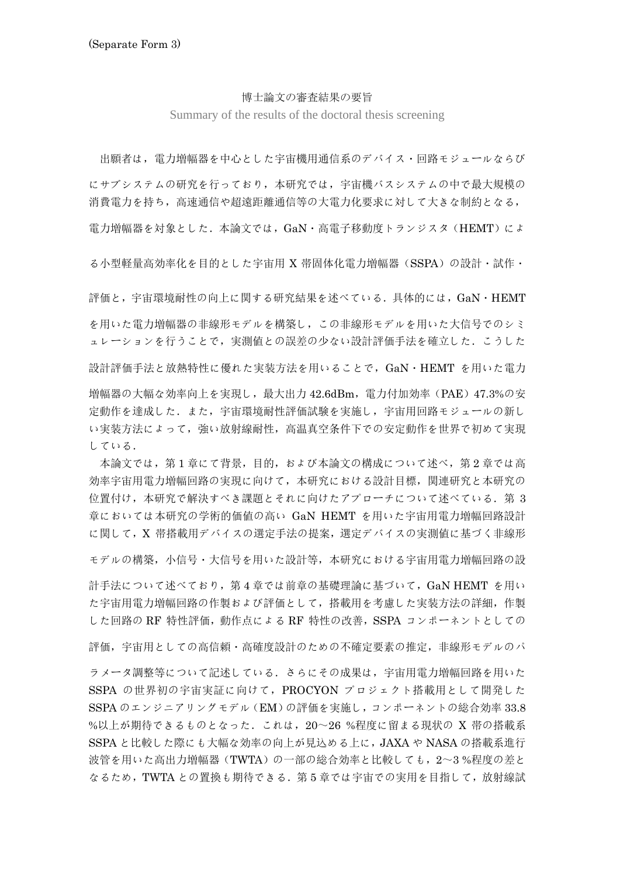(Separate Form 3)

# 博士論文の審査結果の要旨

Summary of the results of the doctoral thesis screening

出願者は，電力増幅器を中心とした宇宙機用通信系のデバイス・回路モジュールならびにサブシステムの研究を行っており，本研究では，宇宙機バスシステムの中で最大規模の消費電力を持ち，高速通信や超遠距離通信等の大電力化要求に対して大きな制約となる，電力増幅器を対象とした．本論文では，GaN・高電子移動度トランジスタ（HEMT）による小型軽量高効率化を目的とした宇宙用 X 帯固体化電力増幅器（SSPA）の設計・試作・評価と，宇宙環境耐性の向上に関する研究結果を述べている．具体的には，GaN・HEMT を用いた電力増幅器の非線形モデルを構築し，この非線形モデルを用いた大信号でのシミュレーションを行うことで，実測値との誤差の少ない設計評価手法を確立した．こうした設計評価手法と放熱特性に優れた実装方法を用いることで，GaN・HEMT を用いた電力増幅器の大幅な効率向上を実現し，最大出力 42.6dBm，電力付加効率（PAE）47.3%の安定動作を達成した．また，宇宙環境耐性評価試験を実施し，宇宙用回路モジュールの新しい実装方法によって，強い放射線耐性，高温真空条件下での安定動作を世界で初めて実現している．

本論文では，第 1 章にて背景，目的，および本論文の構成について述べ，第 2 章では高効率宇宙用電力増幅回路の実現に向けて，本研究における設計目標，関連研究と本研究の位置付け，本研究で解決すべき課題とそれに向けたアプローチについて述べている．第 3 章においては本研究の学術的価値の高い GaN HEMT を用いた宇宙用電力増幅回路設計に関して，X 帯搭載用デバイスの選定手法の提案，選定デバイスの実測値に基づく非線形モデルの構築，小信号・大信号を用いた設計等，本研究における宇宙用電力増幅回路の設計手法について述べており，第 4 章では前章の基礎理論に基づいて，GaN HEMT を用いた宇宙用電力増幅回路の作製および評価として，搭載用を考慮した実装方法の詳細，作製した回路の RF 特性評価，動作点による RF 特性の改善，SSPA コンポーネントとしての評価，宇宙用としての高信頼・高確度設計のための不確定要素の推定，非線形モデルのパラメータ調整等について記述している．さらにその成果は，宇宙用電力増幅回路を用いた SSPA の世界初の宇宙実証に向けて，PROCYON プロジェクト搭載用として開発した SSPA のエンジニアリングモデル（EM）の評価を実施し，コンポーネントの総合効率 33.8 %以上が期待できるものとなった．これは，20～26 %程度に留まる現状の X 帯の搭載系 SSPA と比較した際にも大幅な効率の向上が見込める上に，JAXA や NASA の搭載系進行波管を用いた高出力増幅器（TWTA）の一部の総合効率と比較しても，2～3 %程度の差となるため，TWTA との置換も期待できる．第 5 章では宇宙での実用を目指して，放射線試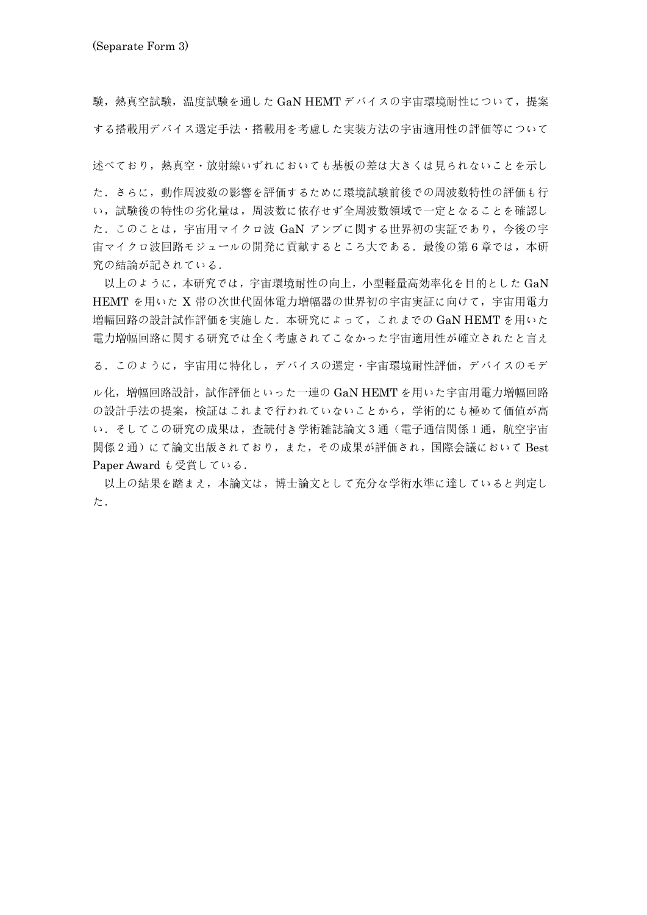験，熱真空試験，温度試験を通した GaN HEMT デバイスの宇宙環境耐性について，提案する搭載用デバイス選定手法・搭載用を考慮した実装方法の宇宙適用性の評価等について述べており，熱真空・放射線いずれにおいても基板の差は大きくは見られないことを示した．さらに，動作周波数の影響を評価するために環境試験前後での周波数特性の評価も行い，試験後の特性の劣化量は，周波数に依存せず全周波数領域で一定となることを確認した．このことは，宇宙用マイクロ波 GaN アンプに関する世界初の実証であり，今後の宇宙マイクロ波回路モジュールの開発に貢献するところ大である．最後の第 6 章では，本研究の結論が記されている．

以上のように，本研究では，宇宙環境耐性の向上，小型軽量高効率化を目的とした GaN HEMT を用いた X 帯の次世代固体電力増幅器の世界初の宇宙実証に向けて，宇宙用電力増幅回路の設計試作評価を実施した．本研究によって，これまでの GaN HEMT を用いた電力増幅回路に関する研究では全く考慮されてこなかった宇宙適用性が確立されたと言える．このように，宇宙用に特化し，デバイスの選定・宇宙環境耐性評価，デバイスのモデル化，増幅回路設計，試作評価といった一連の GaN HEMT を用いた宇宙用電力増幅回路の設計手法の提案，検証はこれまで行われていないことから，学術的にも極めて価値が高い．そしてこの研究の成果は，査読付き学術雑誌論文 3 通（電子通信関係 1 通，航空宇宙関係 2 通）にて論文出版されており，また，その成果が評価され，国際会議において Best Paper Award も受賞している．

以上の結果を踏まえ，本論文は，博士論文として充分な学術水準に達していると判定した．